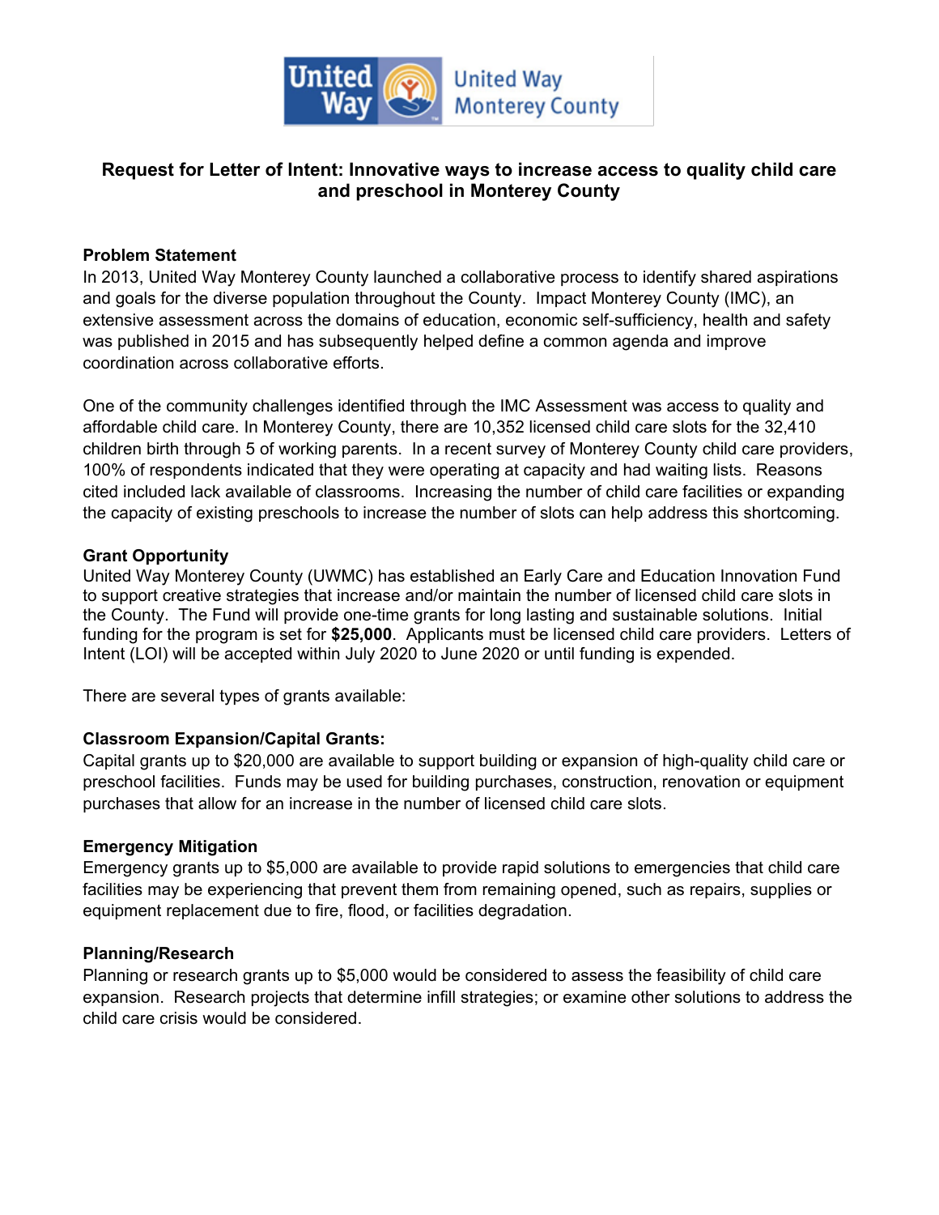# Request for Letter of Intent: Innovative ways to increase access to quality child care and preschool in Monterey County

### Problem Statement

In 2013, United Way Monterey County launched a collaborative process to identify shared aspirations and goals for the diverse population throughout the County. Impact Monterey County (IMC), an extensive assessment across the domains of education, economic self-sufficiency, health and safety was published in 2015 and has subsequently helped define a common agenda and improve coordination across collaborative efforts.

One of the community challenges identified through the IMC Assessment was access to quality and affordable child care. In Monterey County, there are 10,352 licensed child care slots for the 32,410 children birth through 5 of working parents. In a recent survey of Monterey County child care providers, 100% of respondents indicated that they were operating at capacity and had waiting lists. Reasons cited included lack available of classrooms. Increasing the number of child care facilities or expanding the capacity of existing preschools to increase the number of slots can help address this shortcoming.

### Grant Opportunity

United Way Monterey County (UWMC) has established an Early Care and Education Innovation Fund to support creative strategies that increase and/or maintain the number of licensed child care slots in the County. The Fund will provide one-time grants for long lasting and sustainable solutions. Initial funding for the program is set for **$25,000**. Applicants must be licensed child care providers. Letters of Intent (LOI) will be accepted within July 2020 to June 2020 or until funding is expended.

There are several types of grants available:

### Classroom Expansion/Capital Grants:

Capital grants up to $20,000 are available to support building or expansion of high-quality child care or preschool facilities. Funds may be used for building purchases, construction, renovation or equipment purchases that allow for an increase in the number of licensed child care slots.

### Emergency Mitigation

Emergency grants up to $5,000 are available to provide rapid solutions to emergencies that child care facilities may be experiencing that prevent them from remaining opened, such as repairs, supplies or equipment replacement due to fire, flood, or facilities degradation.

### Planning/Research

Planning or research grants up to $5,000 would be considered to assess the feasibility of child care expansion. Research projects that determine infill strategies; or examine other solutions to address the child care crisis would be considered.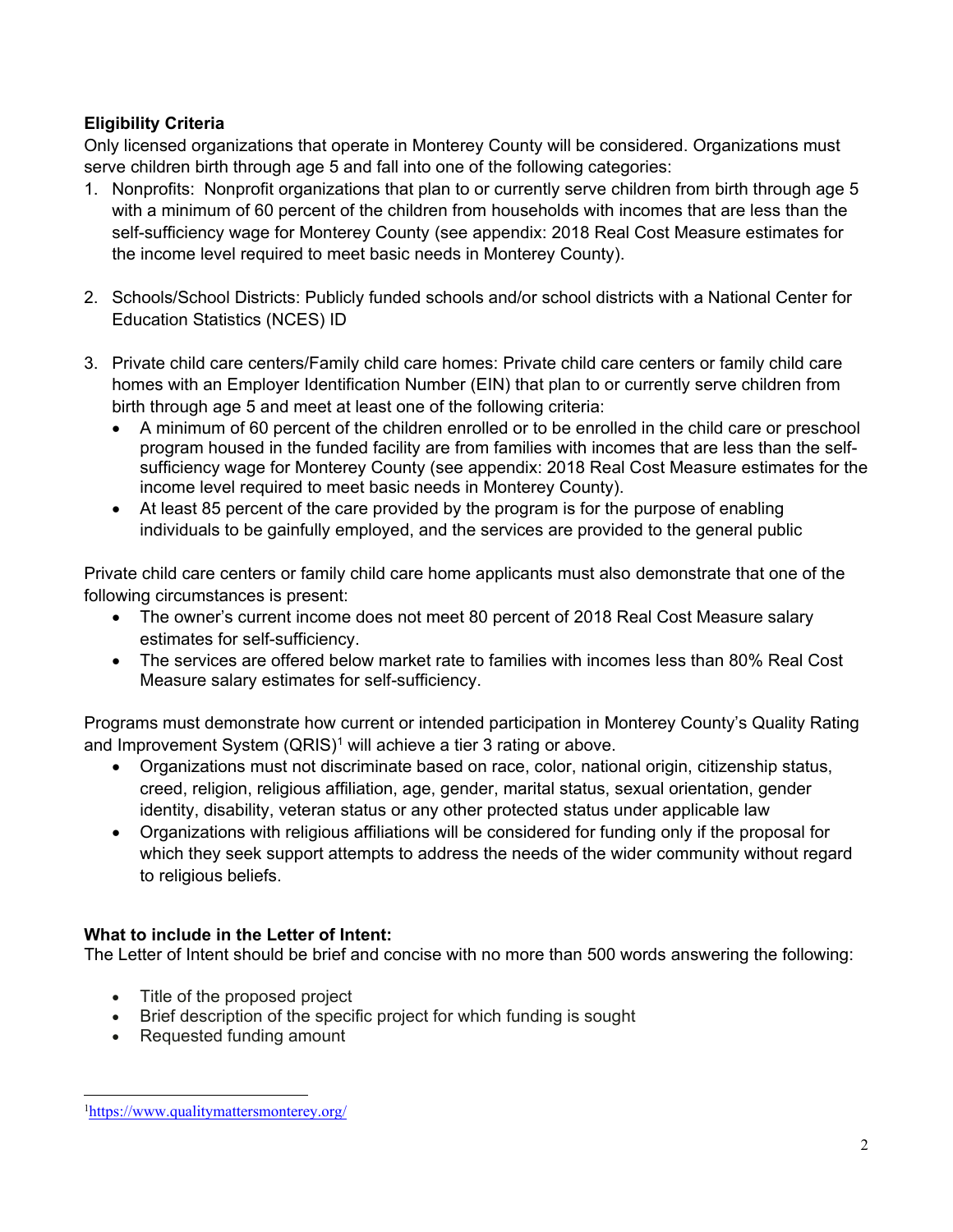**Eligibility Criteria**

Only licensed organizations that operate in Monterey County will be considered. Organizations must serve children birth through age 5 and fall into one of the following categories:

1. Nonprofits: Nonprofit organizations that plan to or currently serve children from birth through age 5 with a minimum of 60 percent of the children from households with incomes that are less than the self-sufficiency wage for Monterey County (see appendix: 2018 Real Cost Measure estimates for the income level required to meet basic needs in Monterey County).

2. Schools/School Districts: Publicly funded schools and/or school districts with a National Center for Education Statistics (NCES) ID

3. Private child care centers/Family child care homes: Private child care centers or family child care homes with an Employer Identification Number (EIN) that plan to or currently serve children from birth through age 5 and meet at least one of the following criteria:
   - A minimum of 60 percent of the children enrolled or to be enrolled in the child care or preschool program housed in the funded facility are from families with incomes that are less than the self-sufficiency wage for Monterey County (see appendix: 2018 Real Cost Measure estimates for the income level required to meet basic needs in Monterey County).
   - At least 85 percent of the care provided by the program is for the purpose of enabling individuals to be gainfully employed, and the services are provided to the general public

Private child care centers or family child care home applicants must also demonstrate that one of the following circumstances is present:

- The owner's current income does not meet 80 percent of 2018 Real Cost Measure salary estimates for self-sufficiency.
- The services are offered below market rate to families with incomes less than 80% Real Cost Measure salary estimates for self-sufficiency.

Programs must demonstrate how current or intended participation in Monterey County's Quality Rating and Improvement System (QRIS)[1] will achieve a tier 3 rating or above.

- Organizations must not discriminate based on race, color, national origin, citizenship status, creed, religion, religious affiliation, age, gender, marital status, sexual orientation, gender identity, disability, veteran status or any other protected status under applicable law
- Organizations with religious affiliations will be considered for funding only if the proposal for which they seek support attempts to address the needs of the wider community without regard to religious beliefs.

**What to include in the Letter of Intent:**

The Letter of Intent should be brief and concise with no more than 500 words answering the following:

- Title of the proposed project
- Brief description of the specific project for which funding is sought
- Requested funding amount

[1] https://www.qualitymattersmonterey.org/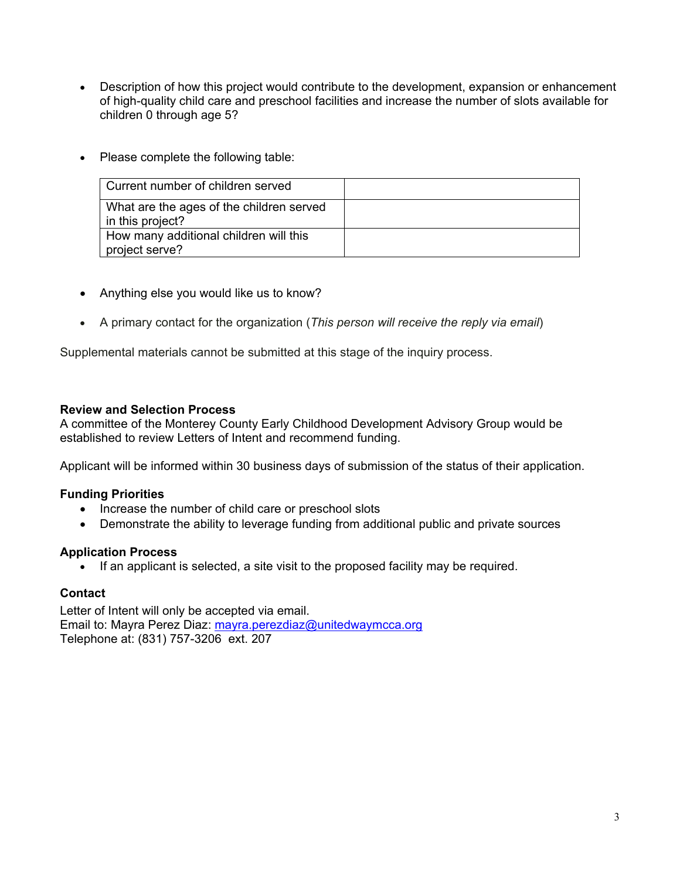- Description of how this project would contribute to the development, expansion or enhancement of high-quality child care and preschool facilities and increase the number of slots available for children 0 through age 5?

- Please complete the following table:

| | |
|---|---|
| Current number of children served | |
| What are the ages of the children served in this project? | |
| How many additional children will this project serve? | |

- Anything else you would like us to know?

- A primary contact for the organization (*This person will receive the reply via email*)

Supplemental materials cannot be submitted at this stage of the inquiry process.

**Review and Selection Process**
A committee of the Monterey County Early Childhood Development Advisory Group would be established to review Letters of Intent and recommend funding.

Applicant will be informed within 30 business days of submission of the status of their application.

**Funding Priorities**
- Increase the number of child care or preschool slots
- Demonstrate the ability to leverage funding from additional public and private sources

**Application Process**
- If an applicant is selected, a site visit to the proposed facility may be required.

**Contact**
Letter of Intent will only be accepted via email.
Email to: Mayra Perez Diaz: mayra.perezdiaz@unitedwaymcca.org
Telephone at: (831) 757-3206 ext. 207